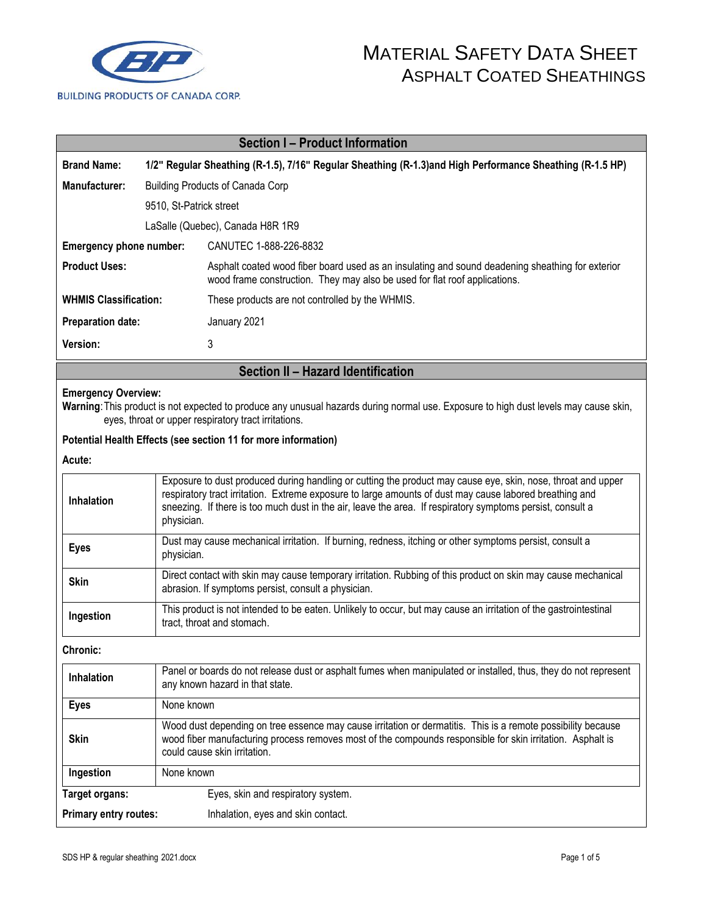BUILDING PRODUCTS OF CANADA CORP.

# MATERIAL SAFETY DATA SHEET
## ASPHALT COATED SHEATHINGS

## Section I – Product Information

**Brand Name:** **1/2" Regular Sheathing (R-1.5), 7/16" Regular Sheathing (R-1.3)and High Performance Sheathing (R-1.5 HP)**

**Manufacturer:** Building Products of Canada Corp
9510, St-Patrick street
LaSalle (Quebec), Canada H8R 1R9

**Emergency phone number:** CANUTEC 1-888-226-8832

**Product Uses:** Asphalt coated wood fiber board used as an insulating and sound deadening sheathing for exterior wood frame construction. They may also be used for flat roof applications.

**WHMIS Classification:** These products are not controlled by the WHMIS.

**Preparation date:** January 2021

**Version:** 3

## Section II – Hazard Identification

**Emergency Overview:**

**Warning**: This product is not expected to produce any unusual hazards during normal use. Exposure to high dust levels may cause skin, eyes, throat or upper respiratory tract irritations.

**Potential Health Effects (see section 11 for more information)**

**Acute:**

| | |
|---|---|
| **Inhalation** | Exposure to dust produced during handling or cutting the product may cause eye, skin, nose, throat and upper respiratory tract irritation. Extreme exposure to large amounts of dust may cause labored breathing and sneezing. If there is too much dust in the air, leave the area. If respiratory symptoms persist, consult a physician. |
| **Eyes** | Dust may cause mechanical irritation. If burning, redness, itching or other symptoms persist, consult a physician. |
| **Skin** | Direct contact with skin may cause temporary irritation. Rubbing of this product on skin may cause mechanical abrasion. If symptoms persist, consult a physician. |
| **Ingestion** | This product is not intended to be eaten. Unlikely to occur, but may cause an irritation of the gastrointestinal tract, throat and stomach. |

**Chronic:**

| | |
|---|---|
| **Inhalation** | Panel or boards do not release dust or asphalt fumes when manipulated or installed, thus, they do not represent any known hazard in that state. |
| **Eyes** | None known |
| **Skin** | Wood dust depending on tree essence may cause irritation or dermatitis. This is a remote possibility because wood fiber manufacturing process removes most of the compounds responsible for skin irritation. Asphalt is could cause skin irritation. |
| **Ingestion** | None known |

**Target organs:** Eyes, skin and respiratory system.

**Primary entry routes:** Inhalation, eyes and skin contact.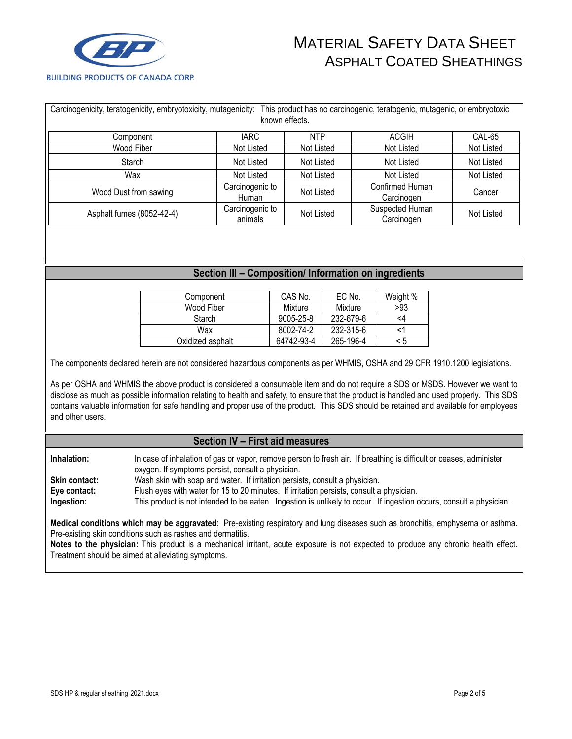Carcinogenicity, teratogenicity, embryotoxicity, mutagenicity: This product has no carcinogenic, teratogenic, mutagenic, or embryotoxic known effects.

| Component | IARC | NTP | ACGIH | CAL-65 |
|---|---|---|---|---|
| Wood Fiber | Not Listed | Not Listed | Not Listed | Not Listed |
| Starch | Not Listed | Not Listed | Not Listed | Not Listed |
| Wax | Not Listed | Not Listed | Not Listed | Not Listed |
| Wood Dust from sawing | Carcinogenic to Human | Not Listed | Confirmed Human Carcinogen | Cancer |
| Asphalt fumes (8052-42-4) | Carcinogenic to animals | Not Listed | Suspected Human Carcinogen | Not Listed |

## Section III – Composition/ Information on ingredients

| Component | CAS No. | EC No. | Weight % |
|---|---|---|---|
| Wood Fiber | Mixture | Mixture | >93 |
| Starch | 9005-25-8 | 232-679-6 | <4 |
| Wax | 8002-74-2 | 232-315-6 | <1 |
| Oxidized asphalt | 64742-93-4 | 265-196-4 | < 5 |

The components declared herein are not considered hazardous components as per WHMIS, OSHA and 29 CFR 1910.1200 legislations.

As per OSHA and WHMIS the above product is considered a consumable item and do not require a SDS or MSDS. However we want to disclose as much as possible information relating to health and safety, to ensure that the product is handled and used properly. This SDS contains valuable information for safe handling and proper use of the product. This SDS should be retained and available for employees and other users.

## Section IV – First aid measures

**Inhalation:** In case of inhalation of gas or vapor, remove person to fresh air. If breathing is difficult or ceases, administer oxygen. If symptoms persist, consult a physician.

**Skin contact:** Wash skin with soap and water. If irritation persists, consult a physician.

**Eye contact:** Flush eyes with water for 15 to 20 minutes. If irritation persists, consult a physician.

**Ingestion:** This product is not intended to be eaten. Ingestion is unlikely to occur. If ingestion occurs, consult a physician.

**Medical conditions which may be aggravated**: Pre-existing respiratory and lung diseases such as bronchitis, emphysema or asthma. Pre-existing skin conditions such as rashes and dermatitis.

**Notes to the physician:** This product is a mechanical irritant, acute exposure is not expected to produce any chronic health effect. Treatment should be aimed at alleviating symptoms.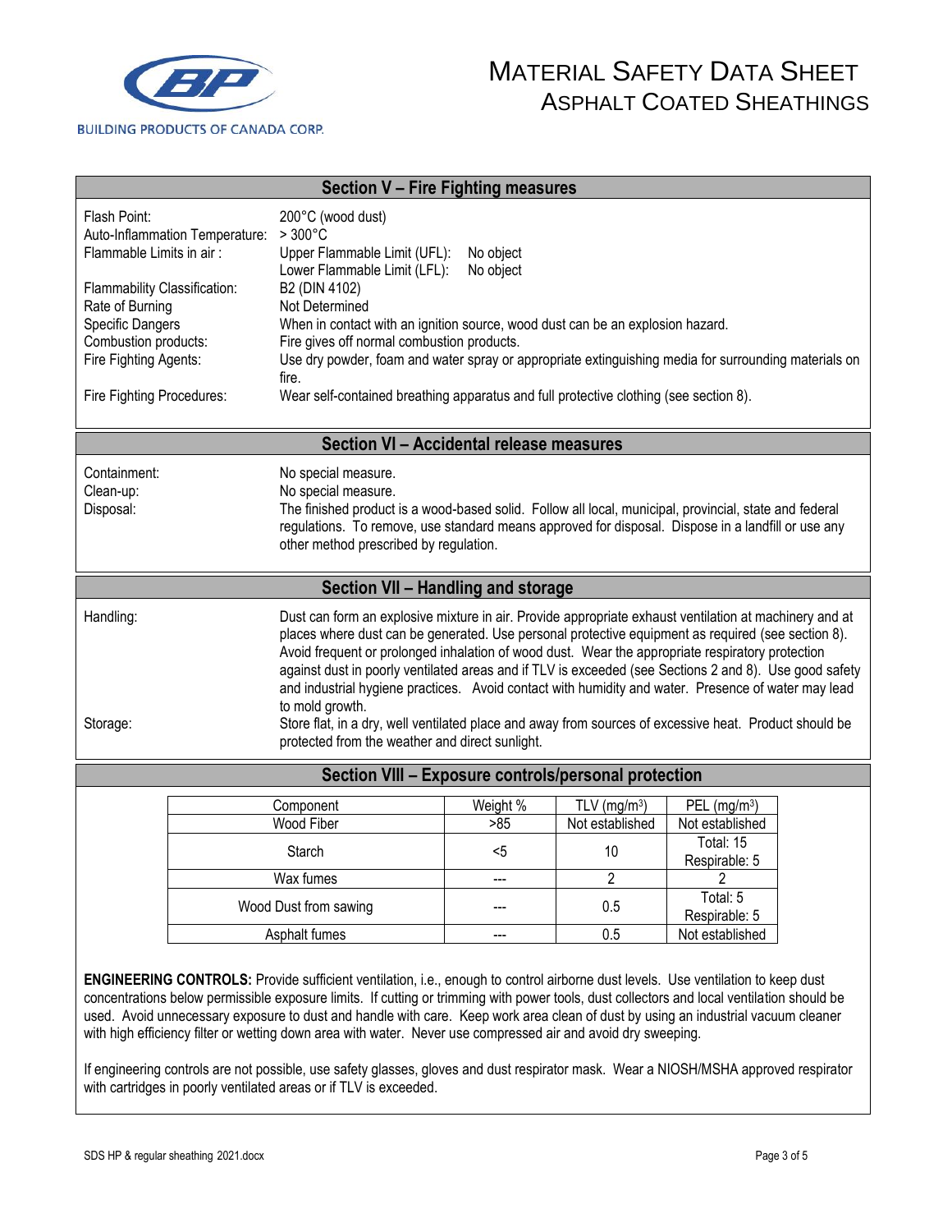# MATERIAL SAFETY DATA SHEET
## ASPHALT COATED SHEATHINGS

BUILDING PRODUCTS OF CANADA CORP.

## Section V – Fire Fighting measures

| | |
|---|---|
| Flash Point: | 200°C (wood dust) |
| Auto-Inflammation Temperature: | > 300°C |
| Flammable Limits in air : | Upper Flammable Limit (UFL): No object<br>Lower Flammable Limit (LFL): No object |
| Flammability Classification: | B2 (DIN 4102) |
| Rate of Burning | Not Determined |
| Specific Dangers | When in contact with an ignition source, wood dust can be an explosion hazard. |
| Combustion products: | Fire gives off normal combustion products. |
| Fire Fighting Agents: | Use dry powder, foam and water spray or appropriate extinguishing media for surrounding materials on fire. |
| Fire Fighting Procedures: | Wear self-contained breathing apparatus and full protective clothing (see section 8). |

## Section VI – Accidental release measures

| | |
|---|---|
| Containment: | No special measure. |
| Clean-up: | No special measure. |
| Disposal: | The finished product is a wood-based solid. Follow all local, municipal, provincial, state and federal regulations. To remove, use standard means approved for disposal. Dispose in a landfill or use any other method prescribed by regulation. |

## Section VII – Handling and storage

| | |
|---|---|
| Handling: | Dust can form an explosive mixture in air. Provide appropriate exhaust ventilation at machinery and at places where dust can be generated. Use personal protective equipment as required (see section 8). Avoid frequent or prolonged inhalation of wood dust. Wear the appropriate respiratory protection against dust in poorly ventilated areas and if TLV is exceeded (see Sections 2 and 8). Use good safety and industrial hygiene practices. Avoid contact with humidity and water. Presence of water may lead to mold growth. |
| Storage: | Store flat, in a dry, well ventilated place and away from sources of excessive heat. Product should be protected from the weather and direct sunlight. |

## Section VIII – Exposure controls/personal protection

| Component | Weight % | TLV (mg/m$^3$) | PEL (mg/m$^3$) |
|---|---|---|---|
| Wood Fiber | >85 | Not established | Not established |
| Starch | <5 | 10 | Total: 15<br>Respirable: 5 |
| Wax fumes | --- | 2 | 2 |
| Wood Dust from sawing | --- | 0.5 | Total: 5<br>Respirable: 5 |
| Asphalt fumes | --- | 0.5 | Not established |

**ENGINEERING CONTROLS:** Provide sufficient ventilation, i.e., enough to control airborne dust levels. Use ventilation to keep dust concentrations below permissible exposure limits. If cutting or trimming with power tools, dust collectors and local ventilation should be used. Avoid unnecessary exposure to dust and handle with care. Keep work area clean of dust by using an industrial vacuum cleaner with high efficiency filter or wetting down area with water. Never use compressed air and avoid dry sweeping.

If engineering controls are not possible, use safety glasses, gloves and dust respirator mask. Wear a NIOSH/MSHA approved respirator with cartridges in poorly ventilated areas or if TLV is exceeded.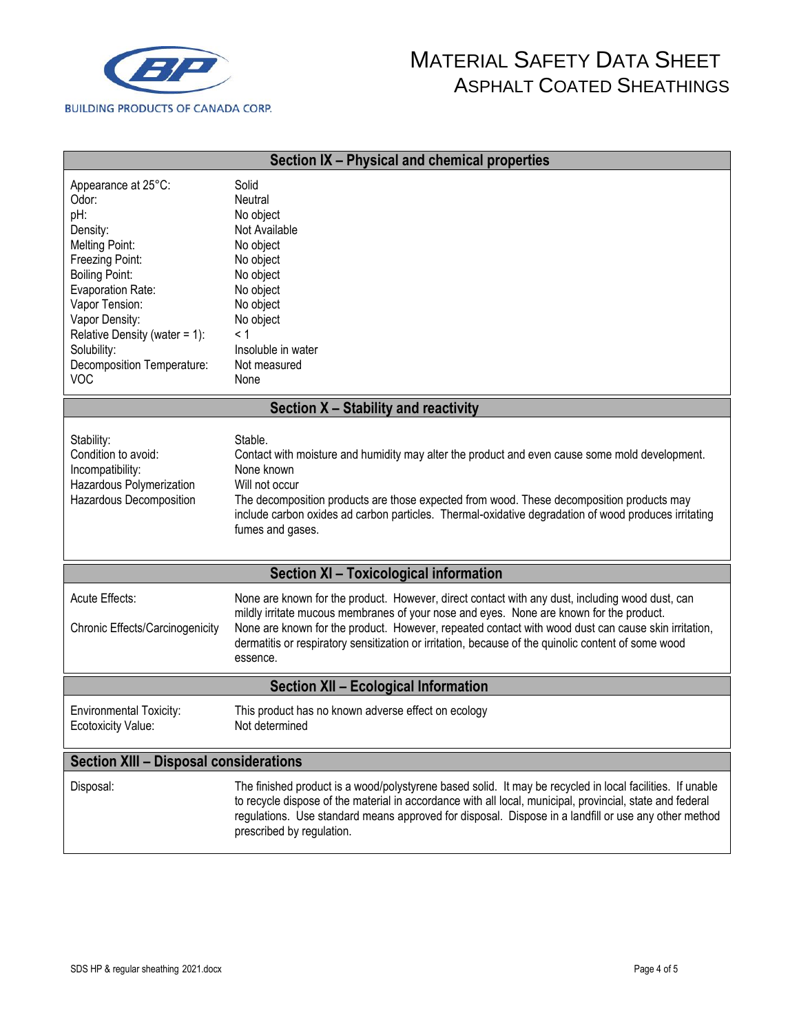## Section IX – Physical and chemical properties

| | |
|---|---|
| Appearance at 25°C: | Solid |
| Odor: | Neutral |
| pH: | No object |
| Density: | Not Available |
| Melting Point: | No object |
| Freezing Point: | No object |
| Boiling Point: | No object |
| Evaporation Rate: | No object |
| Vapor Tension: | No object |
| Vapor Density: | No object |
| Relative Density (water = 1): | < 1 |
| Solubility: | Insoluble in water |
| Decomposition Temperature: | Not measured |
| VOC | None |

## Section X – Stability and reactivity

| | |
|---|---|
| Stability: | Stable. |
| Condition to avoid: | Contact with moisture and humidity may alter the product and even cause some mold development. |
| Incompatibility: | None known |
| Hazardous Polymerization | Will not occur |
| Hazardous Decomposition | The decomposition products are those expected from wood. These decomposition products may include carbon oxides ad carbon particles. Thermal-oxidative degradation of wood produces irritating fumes and gases. |

## Section XI – Toxicological information

| | |
|---|---|
| Acute Effects: | None are known for the product. However, direct contact with any dust, including wood dust, can mildly irritate mucous membranes of your nose and eyes. None are known for the product. |
| Chronic Effects/Carcinogenicity | None are known for the product. However, repeated contact with wood dust can cause skin irritation, dermatitis or respiratory sensitization or irritation, because of the quinolic content of some wood essence. |

## Section XII – Ecological Information

| | |
|---|---|
| Environmental Toxicity: | This product has no known adverse effect on ecology |
| Ecotoxicity Value: | Not determined |

## Section XIII – Disposal considerations

| | |
|---|---|
| Disposal: | The finished product is a wood/polystyrene based solid. It may be recycled in local facilities. If unable to recycle dispose of the material in accordance with all local, municipal, provincial, state and federal regulations. Use standard means approved for disposal. Dispose in a landfill or use any other method prescribed by regulation. |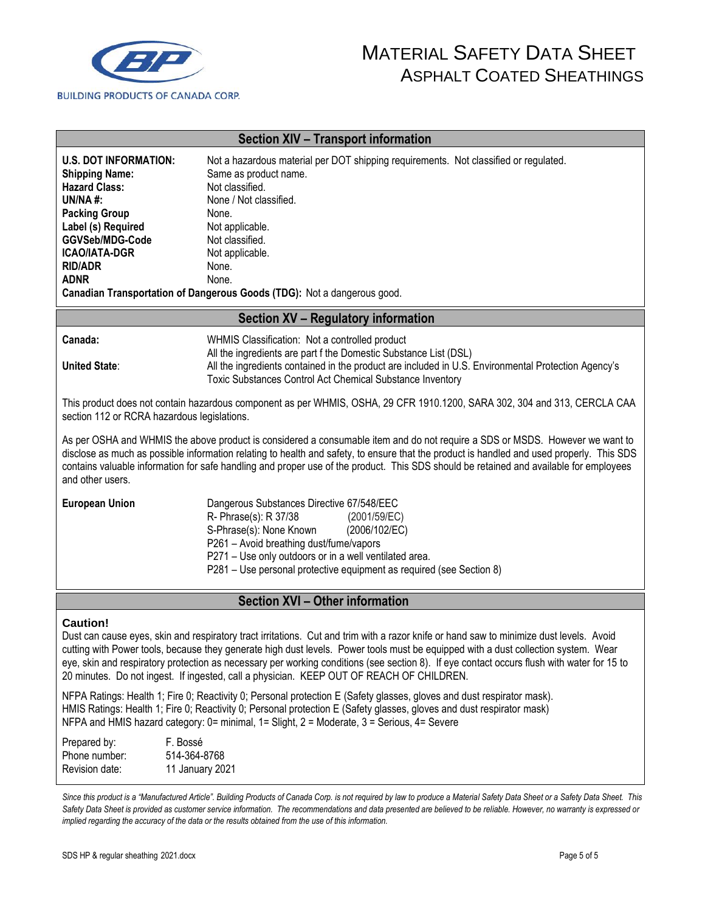# MATERIAL SAFETY DATA SHEET
## ASPHALT COATED SHEATHINGS

BUILDING PRODUCTS OF CANADA CORP.

## Section XIV – Transport information

| | |
|---|---|
| **U.S. DOT INFORMATION:** | Not a hazardous material per DOT shipping requirements. Not classified or regulated. |
| **Shipping Name:** | Same as product name. |
| **Hazard Class:** | Not classified. |
| **UN/NA #:** | None / Not classified. |
| **Packing Group** | None. |
| **Label (s) Required** | Not applicable. |
| **GGVSeb/MDG-Code** | Not classified. |
| **ICAO/IATA-DGR** | Not applicable. |
| **RID/ADR** | None. |
| **ADNR** | None. |

**Canadian Transportation of Dangerous Goods (TDG):** Not a dangerous good.

## Section XV – Regulatory information

| | |
|---|---|
| **Canada:** | WHMIS Classification: Not a controlled product<br>All the ingredients are part f the Domestic Substance List (DSL) |
| **United State**: | All the ingredients contained in the product are included in U.S. Environmental Protection Agency's Toxic Substances Control Act Chemical Substance Inventory |

This product does not contain hazardous component as per WHMIS, OSHA, 29 CFR 1910.1200, SARA 302, 304 and 313, CERCLA CAA section 112 or RCRA hazardous legislations.

As per OSHA and WHMIS the above product is considered a consumable item and do not require a SDS or MSDS. However we want to disclose as much as possible information relating to health and safety, to ensure that the product is handled and used properly. This SDS contains valuable information for safe handling and proper use of the product. This SDS should be retained and available for employees and other users.

**European Union**

Dangerous Substances Directive 67/548/EEC
R- Phrase(s): R 37/38 (2001/59/EC)
S-Phrase(s): None Known (2006/102/EC)
P261 – Avoid breathing dust/fume/vapors
P271 – Use only outdoors or in a well ventilated area.
P281 – Use personal protective equipment as required (see Section 8)

## Section XVI – Other information

**Caution!**

Dust can cause eyes, skin and respiratory tract irritations. Cut and trim with a razor knife or hand saw to minimize dust levels. Avoid cutting with Power tools, because they generate high dust levels. Power tools must be equipped with a dust collection system. Wear eye, skin and respiratory protection as necessary per working conditions (see section 8). If eye contact occurs flush with water for 15 to 20 minutes. Do not ingest. If ingested, call a physician. KEEP OUT OF REACH OF CHILDREN.

NFPA Ratings: Health 1; Fire 0; Reactivity 0; Personal protection E (Safety glasses, gloves and dust respirator mask).
HMIS Ratings: Health 1; Fire 0; Reactivity 0; Personal protection E (Safety glasses, gloves and dust respirator mask)
NFPA and HMIS hazard category: 0= minimal, 1= Slight, 2 = Moderate, 3 = Serious, 4= Severe

| | |
|---|---|
| Prepared by: | F. Bossé |
| Phone number: | 514-364-8768 |
| Revision date: | 11 January 2021 |

*Since this product is a "Manufactured Article". Building Products of Canada Corp. is not required by law to produce a Material Safety Data Sheet or a Safety Data Sheet. This Safety Data Sheet is provided as customer service information. The recommendations and data presented are believed to be reliable. However, no warranty is expressed or implied regarding the accuracy of the data or the results obtained from the use of this information.*

SDS HP & regular sheathing 2021.docx